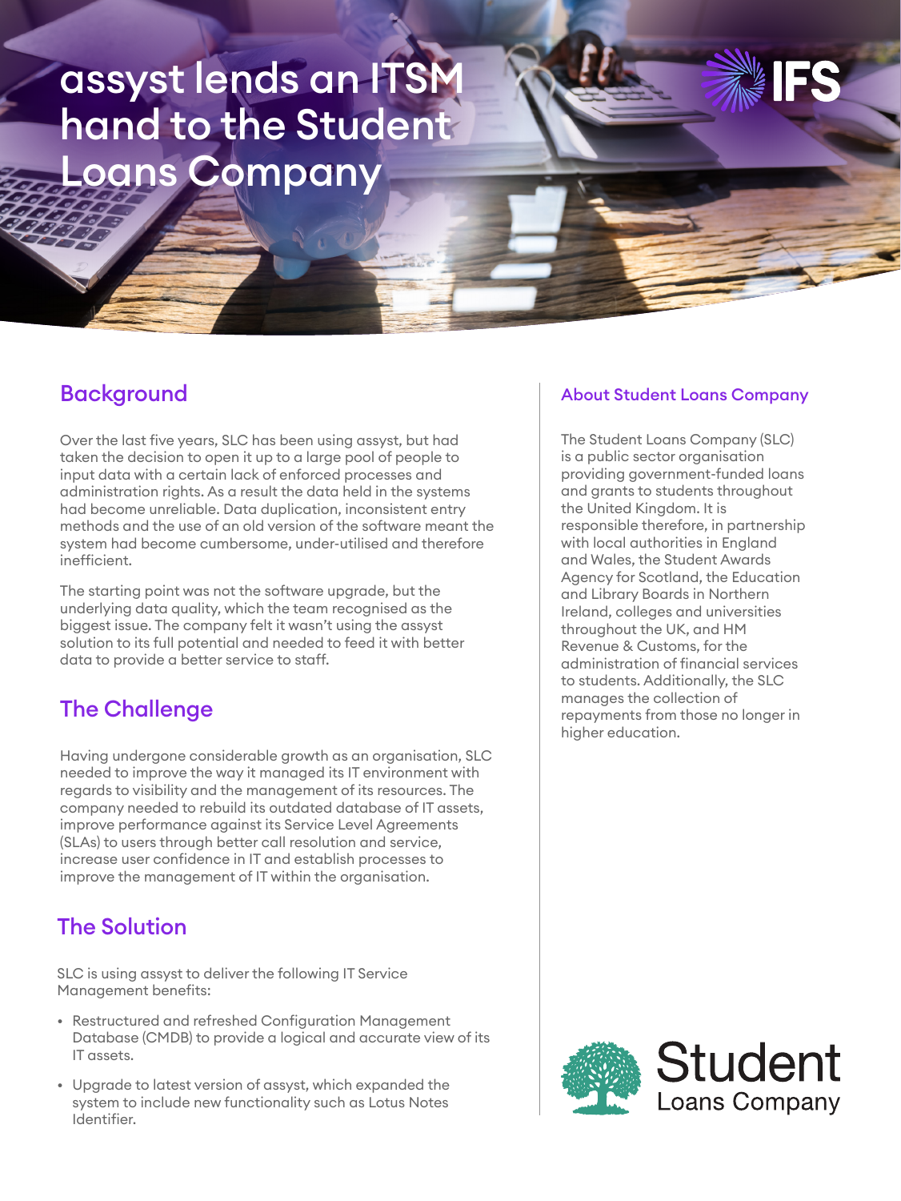# assyst lends an ITSM hand to the Student Loans Company

## Background

Over the last five years, SLC has been using assyst, but had taken the decision to open it up to a large pool of people to input data with a certain lack of enforced processes and administration rights. As a result the data held in the systems had become unreliable. Data duplication, inconsistent entry methods and the use of an old version of the software meant the system had become cumbersome, under-utilised and therefore inefficient.

The starting point was not the software upgrade, but the underlying data quality, which the team recognised as the biggest issue. The company felt it wasn't using the assyst solution to its full potential and needed to feed it with better data to provide a better service to staff.

## The Challenge

Having undergone considerable growth as an organisation, SLC needed to improve the way it managed its IT environment with regards to visibility and the management of its resources. The company needed to rebuild its outdated database of IT assets, improve performance against its Service Level Agreements (SLAs) to users through better call resolution and service, increase user confidence in IT and establish processes to improve the management of IT within the organisation.

## The Solution

SLC is using assyst to deliver the following IT Service Management benefits:

- Restructured and refreshed Configuration Management Database (CMDB) to provide a logical and accurate view of its IT assets.
- Upgrade to latest version of assyst, which expanded the system to include new functionality such as Lotus Notes Identifier.

### About Student Loans Company

The Student Loans Company (SLC) is a public sector organisation providing government-funded loans and grants to students throughout the United Kingdom. It is responsible therefore, in partnership with local authorities in England and Wales, the Student Awards Agency for Scotland, the Education and Library Boards in Northern Ireland, colleges and universities throughout the UK, and HM Revenue & Customs, for the administration of financial services to students. Additionally, the SLC manages the collection of repayments from those no longer in higher education.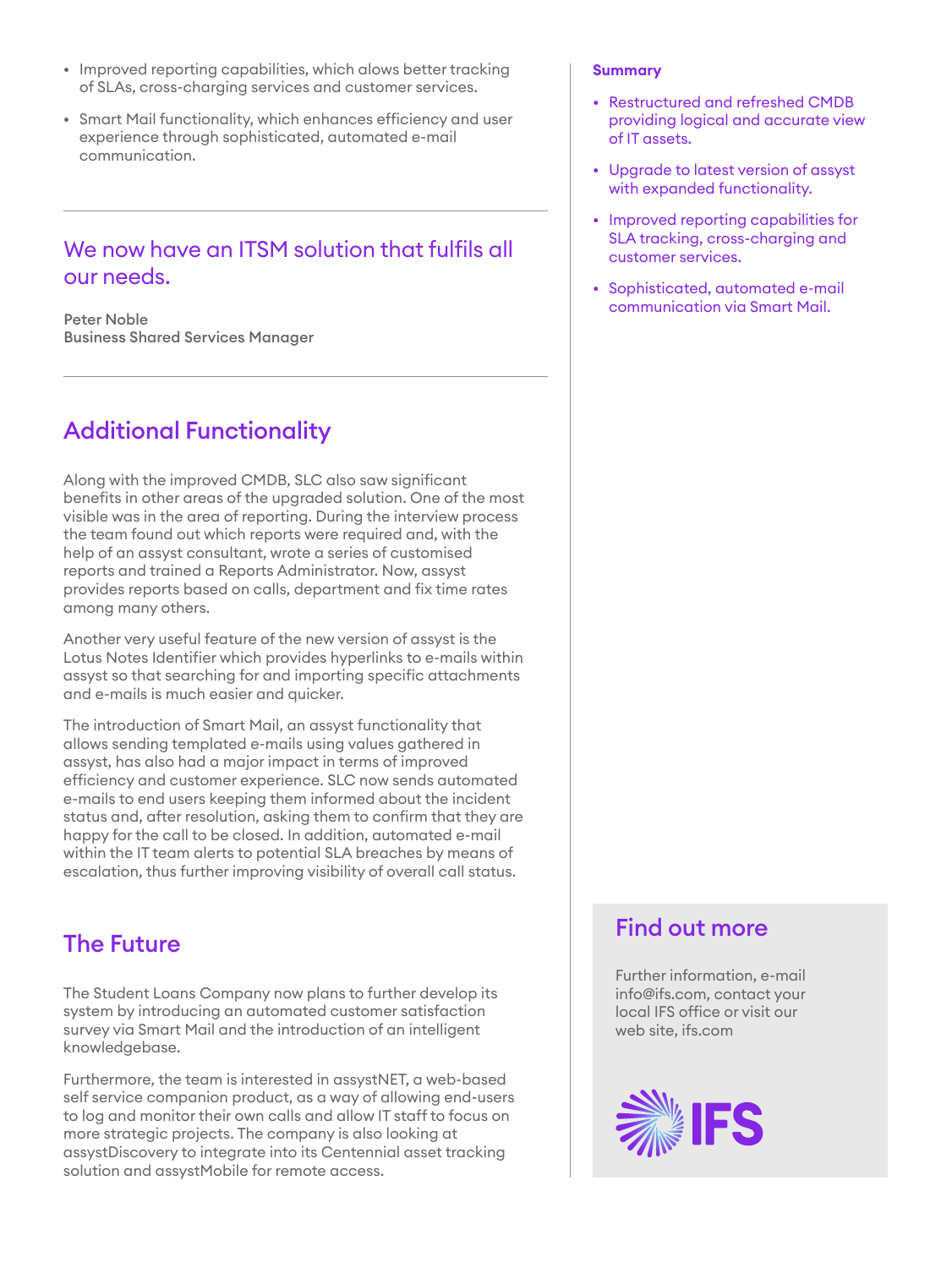- Improved reporting capabilities, which alows better tracking of SLAs, cross-charging services and customer services.
- Smart Mail functionality, which enhances efficiency and user experience through sophisticated, automated e-mail communication.

We now have an ITSM solution that fulfils all our needs.

Peter Noble
Business Shared Services Manager

## Additional Functionality

Along with the improved CMDB, SLC also saw significant benefits in other areas of the upgraded solution. One of the most visible was in the area of reporting. During the interview process the team found out which reports were required and, with the help of an assyst consultant, wrote a series of customised reports and trained a Reports Administrator. Now, assyst provides reports based on calls, department and fix time rates among many others.

Another very useful feature of the new version of assyst is the Lotus Notes Identifier which provides hyperlinks to e-mails within assyst so that searching for and importing specific attachments and e-mails is much easier and quicker.

The introduction of Smart Mail, an assyst functionality that allows sending templated e-mails using values gathered in assyst, has also had a major impact in terms of improved efficiency and customer experience. SLC now sends automated e-mails to end users keeping them informed about the incident status and, after resolution, asking them to confirm that they are happy for the call to be closed. In addition, automated e-mail within the IT team alerts to potential SLA breaches by means of escalation, thus further improving visibility of overall call status.

## The Future

The Student Loans Company now plans to further develop its system by introducing an automated customer satisfaction survey via Smart Mail and the introduction of an intelligent knowledgebase.

Furthermore, the team is interested in assystNET, a web-based self service companion product, as a way of allowing end-users to log and monitor their own calls and allow IT staff to focus on more strategic projects. The company is also looking at assystDiscovery to integrate into its Centennial asset tracking solution and assystMobile for remote access.

**Summary**

- Restructured and refreshed CMDB providing logical and accurate view of IT assets.
- Upgrade to latest version of assyst with expanded functionality.
- Improved reporting capabilities for SLA tracking, cross-charging and customer services.
- Sophisticated, automated e-mail communication via Smart Mail.

## Find out more

Further information, e-mail info@ifs.com, contact your local IFS office or visit our web site, ifs.com

IFS